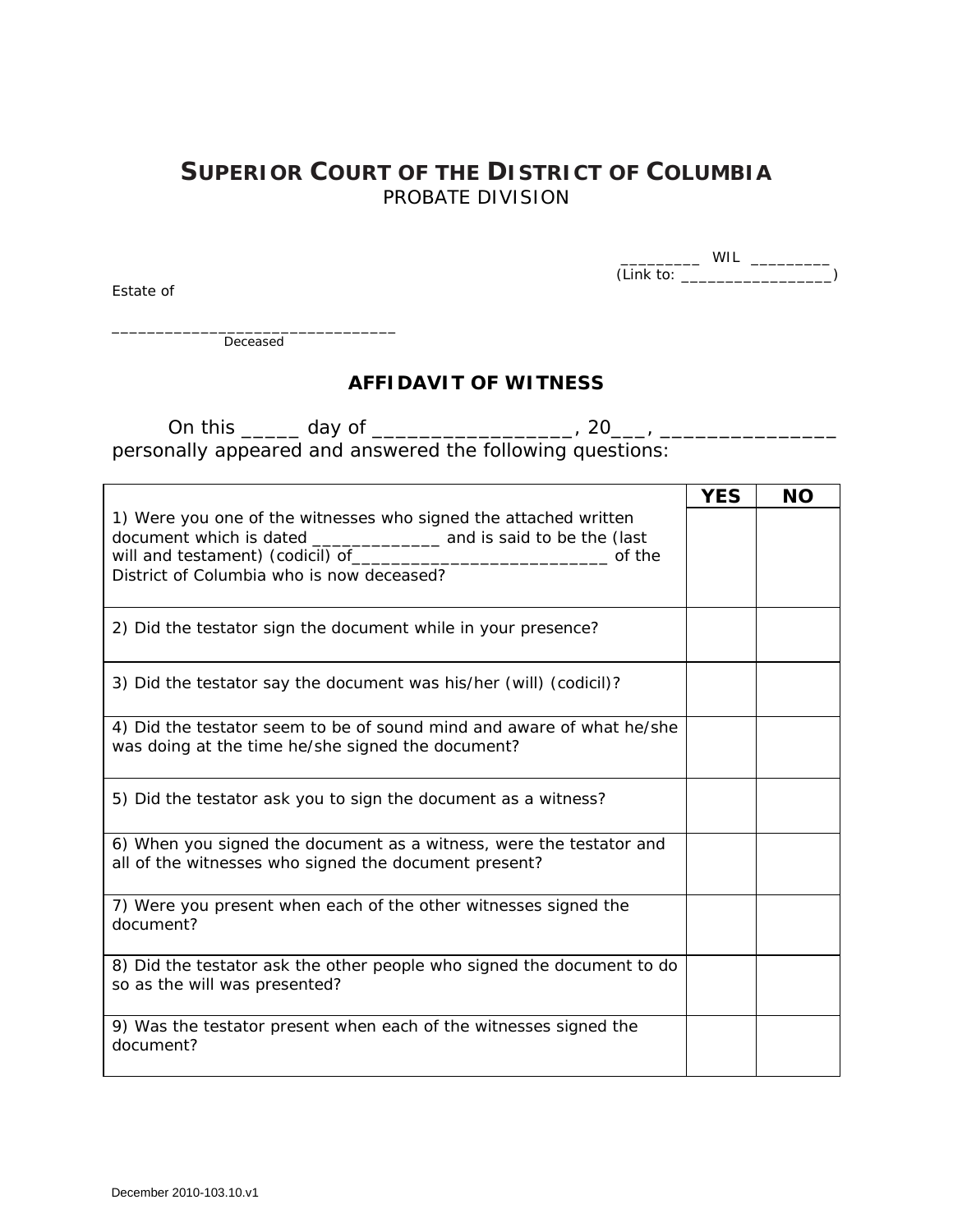# SUPERIOR COURT OF THE DISTRICT OF COLUMBIA
PROBATE DIVISION

_________ WIL _________
(Link to: _________________)

Estate of

_________________________________
Deceased

## AFFIDAVIT OF WITNESS

On this _____ day of __________________, 20___, ________________ personally appeared and answered the following questions:

| | YES | NO |
|---|---|---|
| 1) Were you one of the witnesses who signed the attached written document which is dated ______________ and is said to be the (last will and testament) (codicil) of____________________________ of the District of Columbia who is now deceased? | | |
| 2) Did the testator sign the document while in your presence? | | |
| 3) Did the testator say the document was his/her (will) (codicil)? | | |
| 4) Did the testator seem to be of sound mind and aware of what he/she was doing at the time he/she signed the document? | | |
| 5) Did the testator ask you to sign the document as a witness? | | |
| 6) When you signed the document as a witness, were the testator and all of the witnesses who signed the document present? | | |
| 7) Were you present when each of the other witnesses signed the document? | | |
| 8) Did the testator ask the other people who signed the document to do so as the will was presented? | | |
| 9) Was the testator present when each of the witnesses signed the document? | | |

December 2010-103.10.v1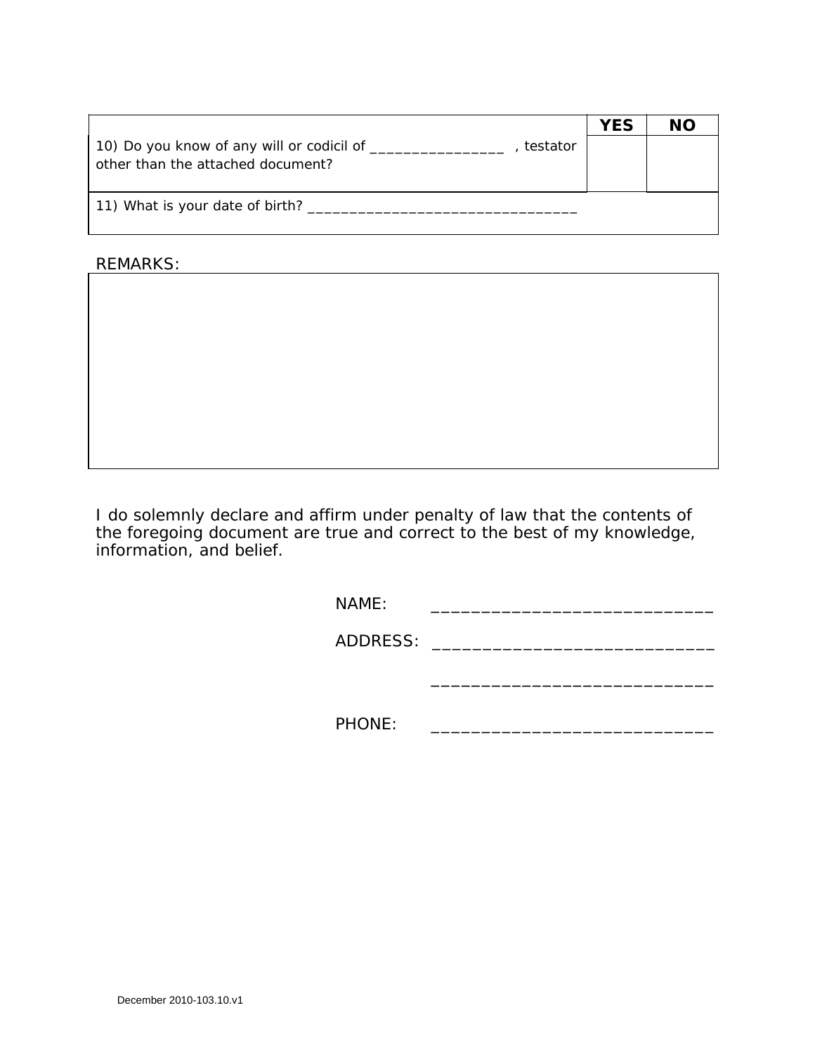| | YES | NO |
|---|---|---|
| 10) Do you know of any will or codicil of _________________ , testator other than the attached document? | | |
| 11) What is your date of birth? _________________________________ | | |

REMARKS:

| |
|---|
| |

I do solemnly declare and affirm under penalty of law that the contents of the foregoing document are true and correct to the best of my knowledge, information, and belief.

NAME: _____________________________

ADDRESS: _____________________________

_____________________________

PHONE: _____________________________

December 2010-103.10.v1